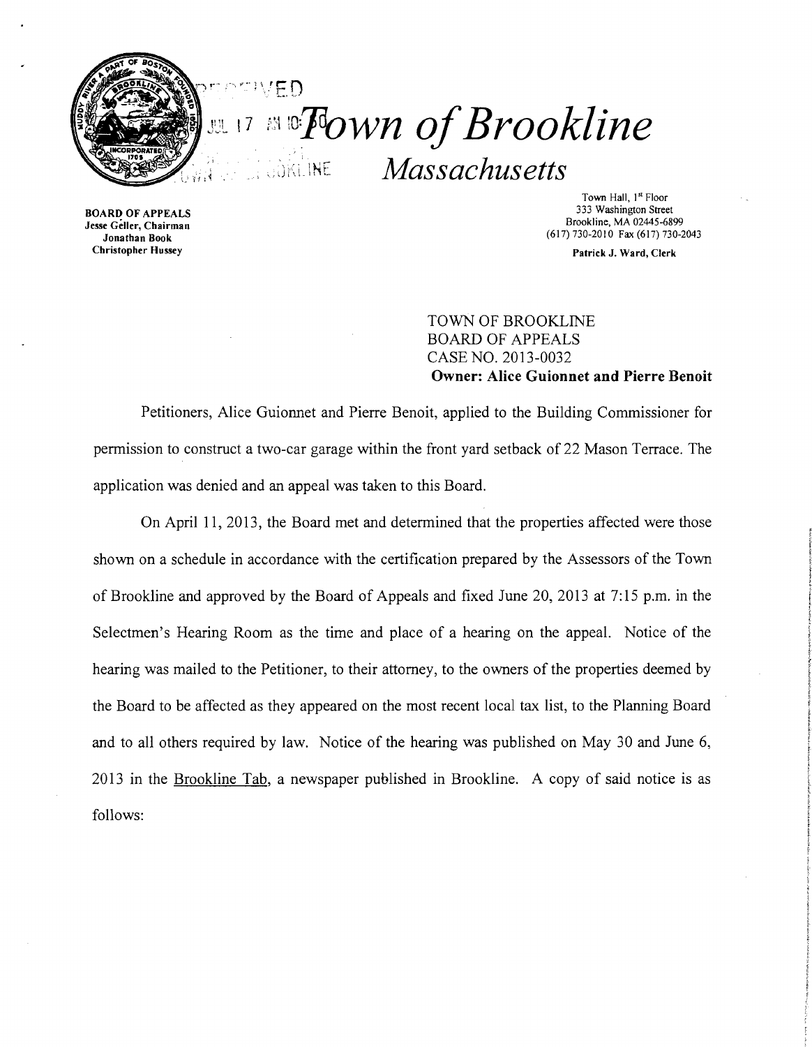# Town of Brookline
## Massachusetts

**BOARD OF APPEALS**
Jesse Geller, Chairman
Jonathan Book
Christopher Hussey

Town Hall, 1st Floor
333 Washington Street
Brookline, MA 02445-6899
(617) 730-2010 Fax (617) 730-2043

Patrick J. Ward, Clerk

TOWN OF BROOKLINE
BOARD OF APPEALS
CASE NO. 2013-0032
**Owner: Alice Guionnet and Pierre Benoit**

Petitioners, Alice Guionnet and Pierre Benoit, applied to the Building Commissioner for permission to construct a two-car garage within the front yard setback of 22 Mason Terrace. The application was denied and an appeal was taken to this Board.

On April 11, 2013, the Board met and determined that the properties affected were those shown on a schedule in accordance with the certification prepared by the Assessors of the Town of Brookline and approved by the Board of Appeals and fixed June 20, 2013 at 7:15 p.m. in the Selectmen's Hearing Room as the time and place of a hearing on the appeal. Notice of the hearing was mailed to the Petitioner, to their attorney, to the owners of the properties deemed by the Board to be affected as they appeared on the most recent local tax list, to the Planning Board and to all others required by law. Notice of the hearing was published on May 30 and June 6, 2013 in the Brookline Tab, a newspaper published in Brookline. A copy of said notice is as follows: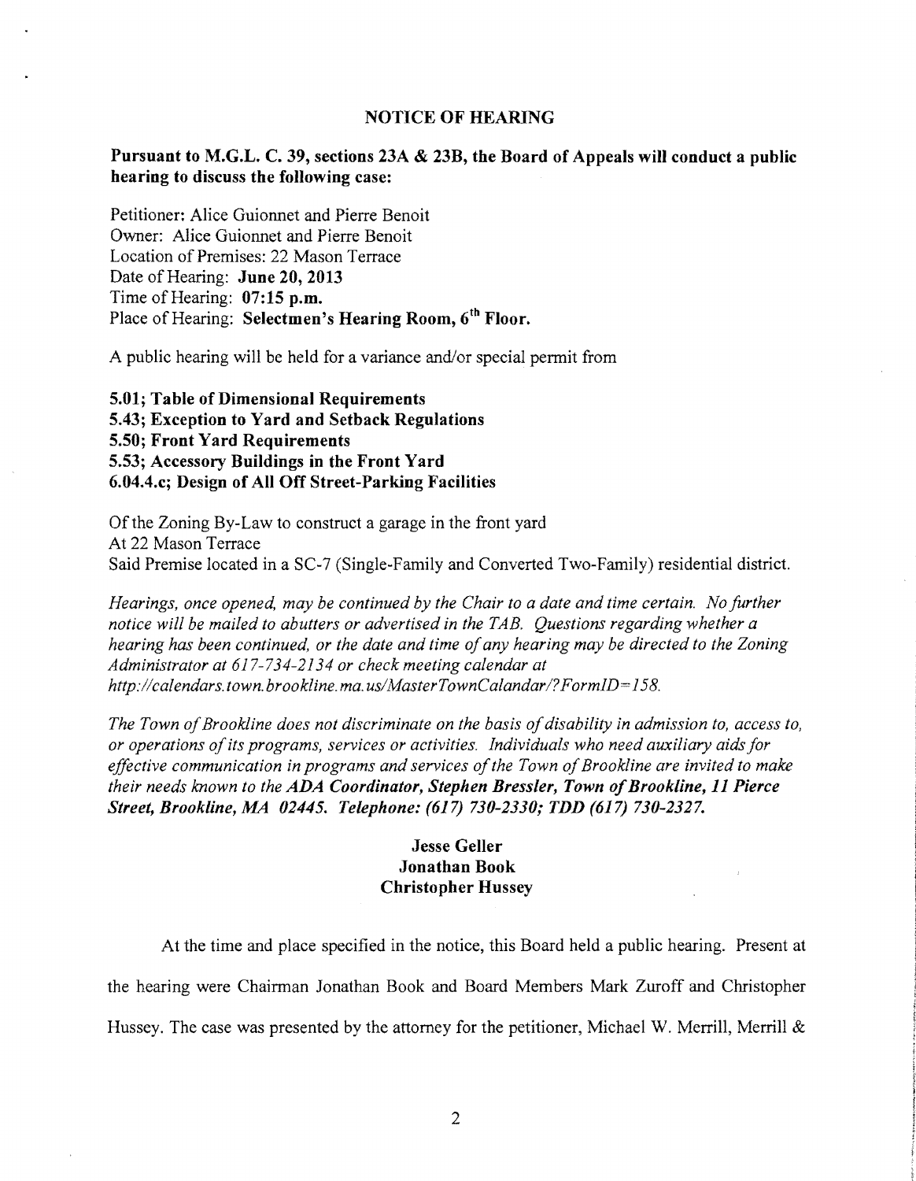## NOTICE OF HEARING

**Pursuant to M.G.L. C. 39, sections 23A & 23B, the Board of Appeals will conduct a public hearing to discuss the following case:**

Petitioner: Alice Guionnet and Pierre Benoit
Owner: Alice Guionnet and Pierre Benoit
Location of Premises: 22 Mason Terrace
Date of Hearing: **June 20, 2013**
Time of Hearing: **07:15 p.m.**
Place of Hearing: **Selectmen's Hearing Room, 6th Floor.**

A public hearing will be held for a variance and/or special permit from

**5.01; Table of Dimensional Requirements**
**5.43; Exception to Yard and Setback Regulations**
**5.50; Front Yard Requirements**
**5.53; Accessory Buildings in the Front Yard**
**6.04.4.c; Design of All Off Street-Parking Facilities**

Of the Zoning By-Law to construct a garage in the front yard
At 22 Mason Terrace
Said Premise located in a SC-7 (Single-Family and Converted Two-Family) residential district.

*Hearings, once opened, may be continued by the Chair to a date and time certain. No further notice will be mailed to abutters or advertised in the TAB. Questions regarding whether a hearing has been continued, or the date and time of any hearing may be directed to the Zoning Administrator at 617-734-2134 or check meeting calendar at http://calendars.town.brookline.ma.us/MasterTownCalandar/?FormID=158.*

*The Town of Brookline does not discriminate on the basis of disability in admission to, access to, or operations of its programs, services or activities. Individuals who need auxiliary aids for effective communication in programs and services of the Town of Brookline are invited to make their needs known to the **ADA Coordinator, Stephen Bressler, Town of Brookline, 11 Pierce Street, Brookline, MA 02445. Telephone: (617) 730-2330; TDD (617) 730-2327.***

**Jesse Geller**
**Jonathan Book**
**Christopher Hussey**

At the time and place specified in the notice, this Board held a public hearing. Present at the hearing were Chairman Jonathan Book and Board Members Mark Zuroff and Christopher Hussey. The case was presented by the attorney for the petitioner, Michael W. Merrill, Merrill &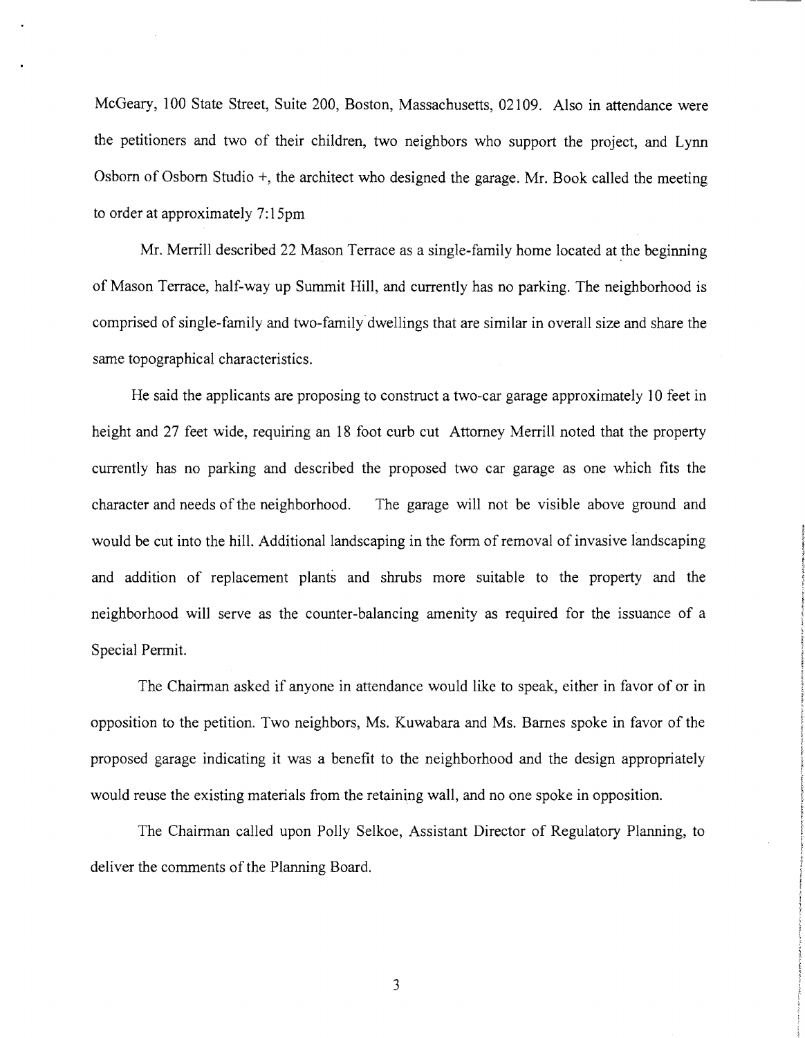McGeary, 100 State Street, Suite 200, Boston, Massachusetts, 02109. Also in attendance were the petitioners and two of their children, two neighbors who support the project, and Lynn Osborn of Osborn Studio +, the architect who designed the garage. Mr. Book called the meeting to order at approximately 7:15pm

Mr. Merrill described 22 Mason Terrace as a single-family home located at the beginning of Mason Terrace, half-way up Summit Hill, and currently has no parking. The neighborhood is comprised of single-family and two-family dwellings that are similar in overall size and share the same topographical characteristics.

He said the applicants are proposing to construct a two-car garage approximately 10 feet in height and 27 feet wide, requiring an 18 foot curb cut Attorney Merrill noted that the property currently has no parking and described the proposed two car garage as one which fits the character and needs of the neighborhood. The garage will not be visible above ground and would be cut into the hill. Additional landscaping in the form of removal of invasive landscaping and addition of replacement plants and shrubs more suitable to the property and the neighborhood will serve as the counter-balancing amenity as required for the issuance of a Special Permit.

The Chairman asked if anyone in attendance would like to speak, either in favor of or in opposition to the petition. Two neighbors, Ms. Kuwabara and Ms. Barnes spoke in favor of the proposed garage indicating it was a benefit to the neighborhood and the design appropriately would reuse the existing materials from the retaining wall, and no one spoke in opposition.

The Chairman called upon Polly Selkoe, Assistant Director of Regulatory Planning, to deliver the comments of the Planning Board.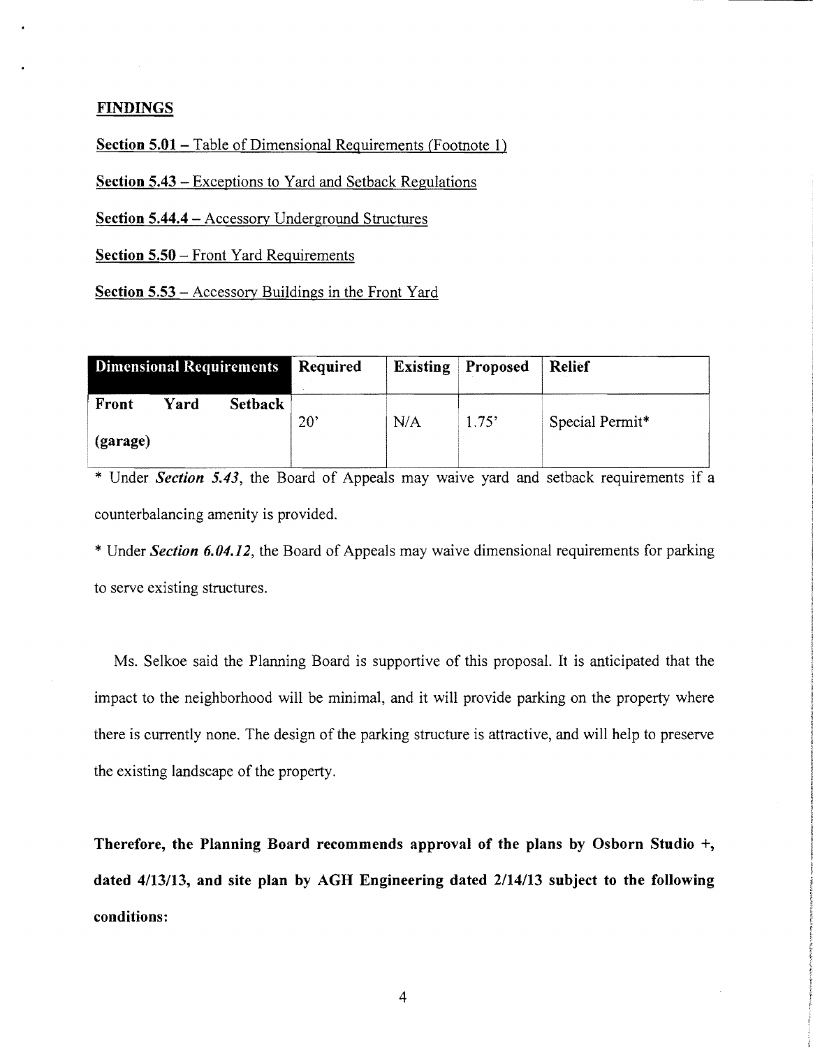## FINDINGS

<u>**Section 5.01** – Table of Dimensional Requirements (Footnote 1)</u>

<u>**Section 5.43** – Exceptions to Yard and Setback Regulations</u>

<u>**Section 5.44.4** – Accessory Underground Structures</u>

<u>**Section 5.50** – Front Yard Requirements</u>

<u>**Section 5.53** – Accessory Buildings in the Front Yard</u>

| **Dimensional Requirements** | **Required** | **Existing** | **Proposed** | **Relief** |
|---|---|---|---|---|
| **Front Yard Setback (garage)** | 20' | N/A | 1.75' | Special Permit* |

* Under ***Section 5.43***, the Board of Appeals may waive yard and setback requirements if a counterbalancing amenity is provided.

* Under ***Section 6.04.12***, the Board of Appeals may waive dimensional requirements for parking to serve existing structures.

Ms. Selkoe said the Planning Board is supportive of this proposal. It is anticipated that the impact to the neighborhood will be minimal, and it will provide parking on the property where there is currently none. The design of the parking structure is attractive, and will help to preserve the existing landscape of the property.

**Therefore, the Planning Board recommends approval of the plans by Osborn Studio +, dated 4/13/13, and site plan by AGH Engineering dated 2/14/13 subject to the following conditions:**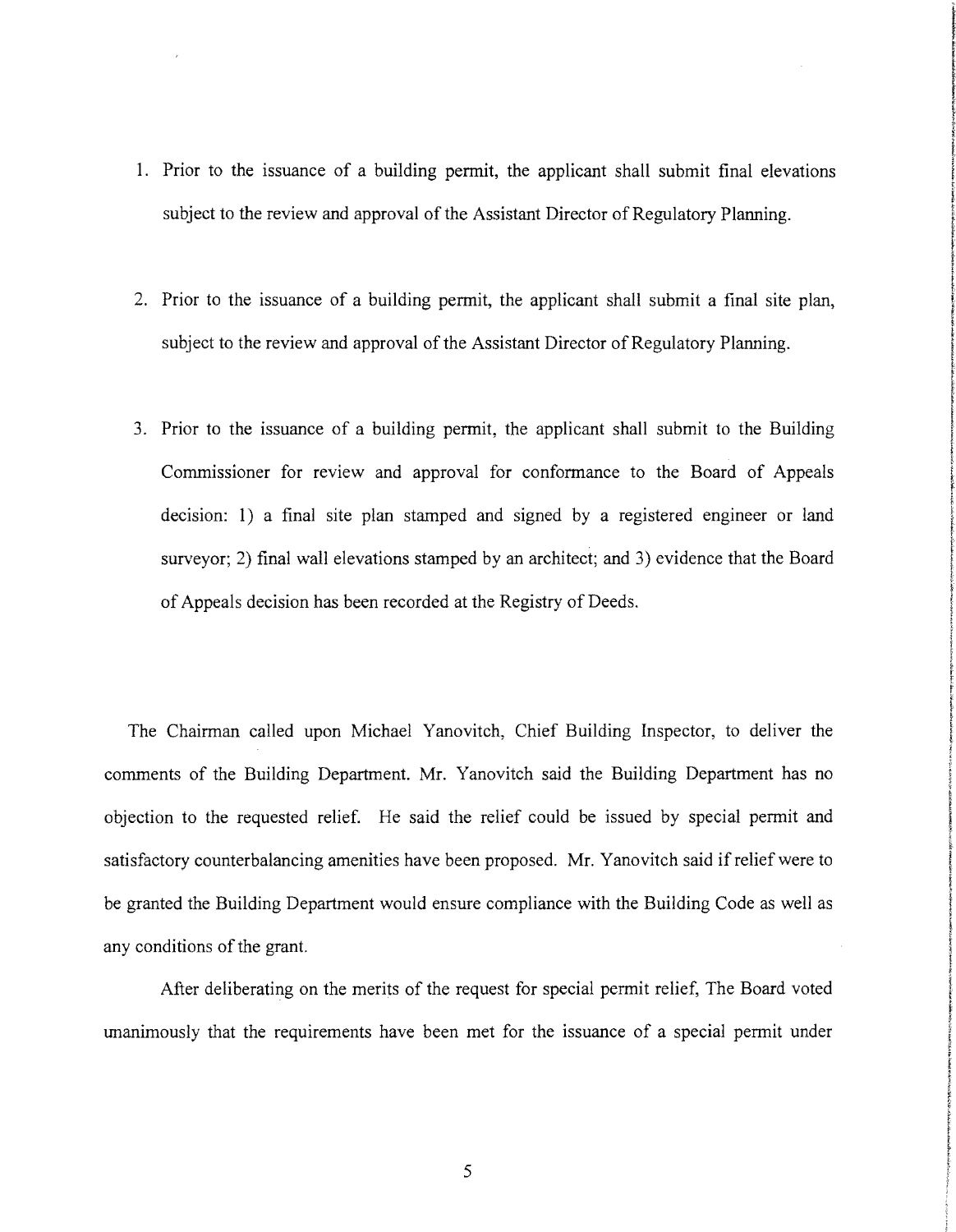1. Prior to the issuance of a building permit, the applicant shall submit final elevations subject to the review and approval of the Assistant Director of Regulatory Planning.

2. Prior to the issuance of a building permit, the applicant shall submit a final site plan, subject to the review and approval of the Assistant Director of Regulatory Planning.

3. Prior to the issuance of a building permit, the applicant shall submit to the Building Commissioner for review and approval for conformance to the Board of Appeals decision: 1) a final site plan stamped and signed by a registered engineer or land surveyor; 2) final wall elevations stamped by an architect; and 3) evidence that the Board of Appeals decision has been recorded at the Registry of Deeds.

The Chairman called upon Michael Yanovitch, Chief Building Inspector, to deliver the comments of the Building Department. Mr. Yanovitch said the Building Department has no objection to the requested relief. He said the relief could be issued by special permit and satisfactory counterbalancing amenities have been proposed. Mr. Yanovitch said if relief were to be granted the Building Department would ensure compliance with the Building Code as well as any conditions of the grant.

After deliberating on the merits of the request for special permit relief, The Board voted unanimously that the requirements have been met for the issuance of a special permit under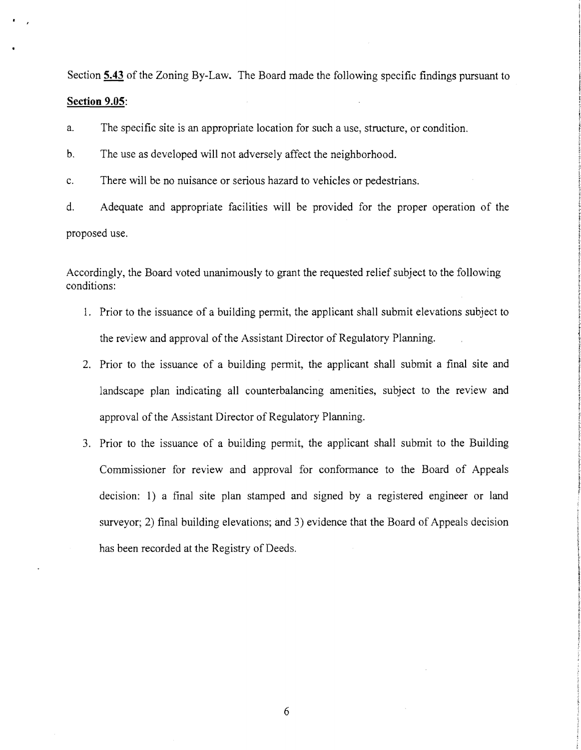Section **5.43** of the Zoning By-Law. The Board made the following specific findings pursuant to **Section 9.05**:

a. The specific site is an appropriate location for such a use, structure, or condition.

b. The use as developed will not adversely affect the neighborhood.

c. There will be no nuisance or serious hazard to vehicles or pedestrians.

d. Adequate and appropriate facilities will be provided for the proper operation of the proposed use.

Accordingly, the Board voted unanimously to grant the requested relief subject to the following conditions:

1. Prior to the issuance of a building permit, the applicant shall submit elevations subject to the review and approval of the Assistant Director of Regulatory Planning.

2. Prior to the issuance of a building permit, the applicant shall submit a final site and landscape plan indicating all counterbalancing amenities, subject to the review and approval of the Assistant Director of Regulatory Planning.

3. Prior to the issuance of a building permit, the applicant shall submit to the Building Commissioner for review and approval for conformance to the Board of Appeals decision: 1) a final site plan stamped and signed by a registered engineer or land surveyor; 2) final building elevations; and 3) evidence that the Board of Appeals decision has been recorded at the Registry of Deeds.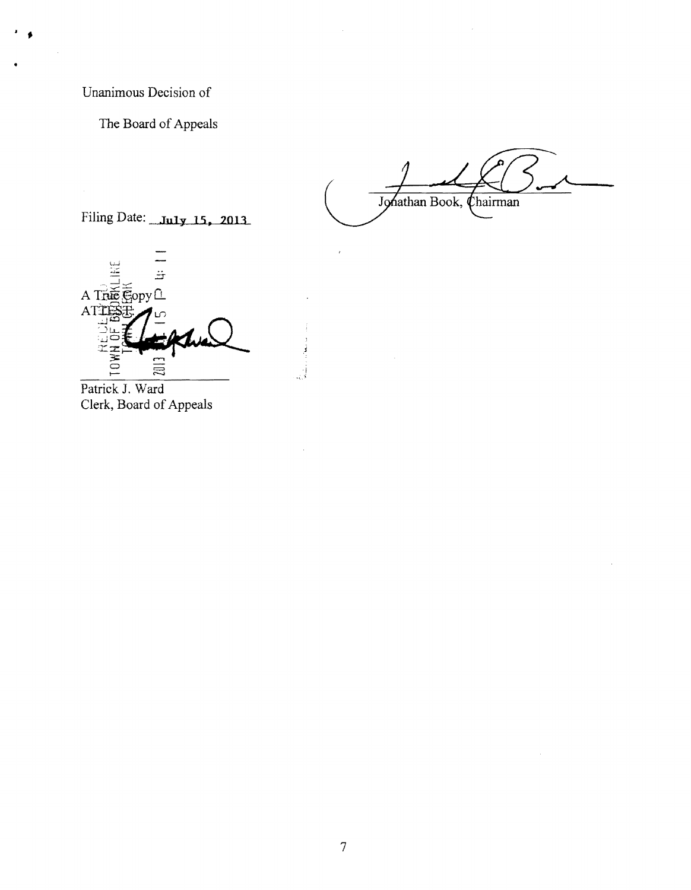Unanimous Decision of

The Board of Appeals

Jonathan Book, Chairman

Filing Date: July 15, 2013

RECEIVED TOWN OF BROOKLINE TOWN CLERK 2013 JUL 15 P 4: 11

A True Copy
ATTEST:

Patrick J. Ward
Clerk, Board of Appeals